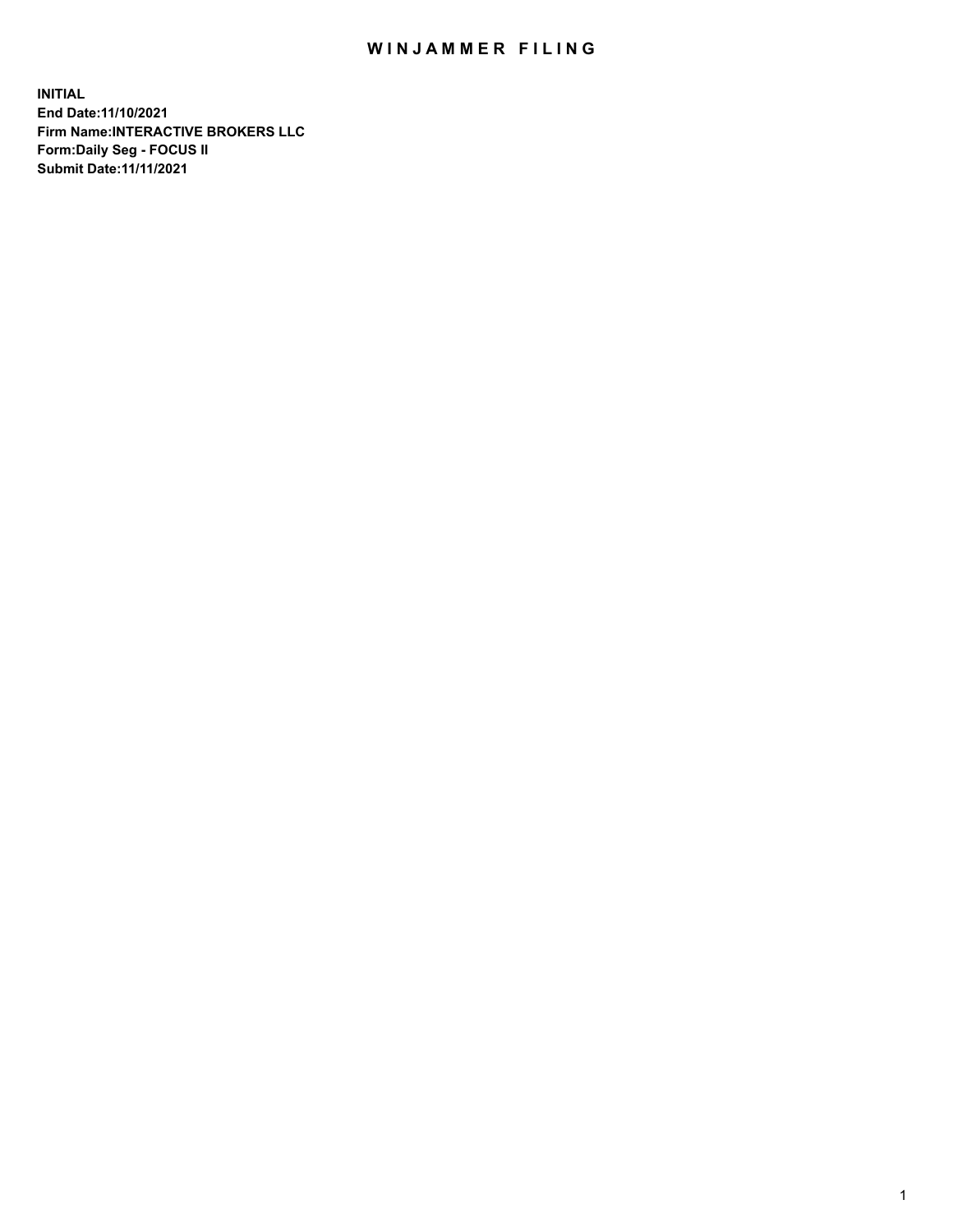# WINJAMMER FILING

**INITIAL**
**End Date:11/10/2021**
**Firm Name:INTERACTIVE BROKERS LLC**
**Form:Daily Seg - FOCUS II**
**Submit Date:11/11/2021**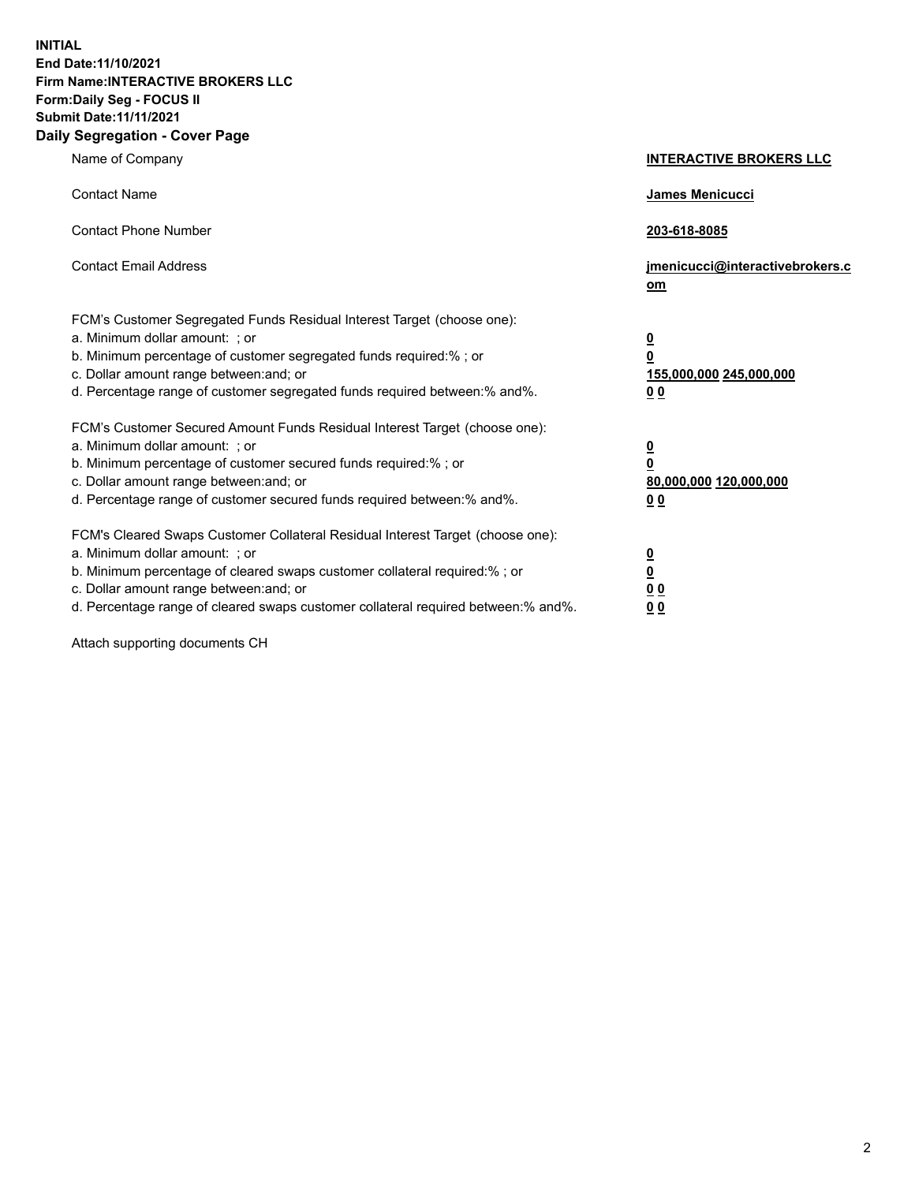**INITIAL**
**End Date:11/10/2021**
**Firm Name:INTERACTIVE BROKERS LLC**
**Form:Daily Seg - FOCUS II**
**Submit Date:11/11/2021**
**Daily Segregation - Cover Page**

| | |
|---|---|
| Name of Company | **INTERACTIVE BROKERS LLC** |
| Contact Name | **James Menicucci** |
| Contact Phone Number | **203-618-8085** |
| Contact Email Address | **jmenicucci@interactivebrokers.com** |
| FCM's Customer Segregated Funds Residual Interest Target (choose one): | |
| a. Minimum dollar amount: ; or | **0** |
| b. Minimum percentage of customer segregated funds required:% ; or | **0** |
| c. Dollar amount range between:and; or | **155,000,000 245,000,000** |
| d. Percentage range of customer segregated funds required between:% and%. | **0 0** |
| FCM's Customer Secured Amount Funds Residual Interest Target (choose one): | |
| a. Minimum dollar amount: ; or | **0** |
| b. Minimum percentage of customer secured funds required:% ; or | **0** |
| c. Dollar amount range between:and; or | **80,000,000 120,000,000** |
| d. Percentage range of customer secured funds required between:% and%. | **0 0** |
| FCM's Cleared Swaps Customer Collateral Residual Interest Target (choose one): | |
| a. Minimum dollar amount: ; or | **0** |
| b. Minimum percentage of cleared swaps customer collateral required:% ; or | **0** |
| c. Dollar amount range between:and; or | **0 0** |
| d. Percentage range of cleared swaps customer collateral required between:% and%. | **0 0** |

Attach supporting documents CH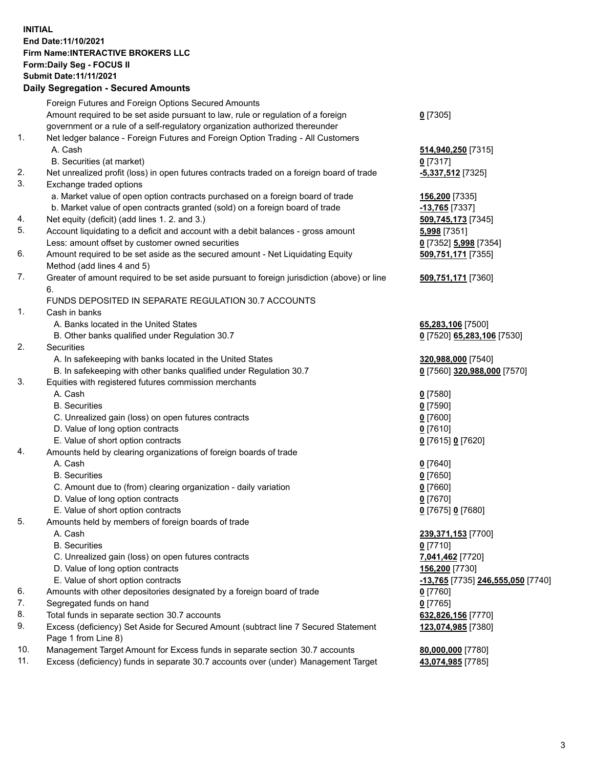**INITIAL**
**End Date:11/10/2021**
**Firm Name:INTERACTIVE BROKERS LLC**
**Form:Daily Seg - FOCUS II**
**Submit Date:11/11/2021**

## Daily Segregation - Secured Amounts

| | | |
|---|---|---|
| | Foreign Futures and Foreign Options Secured Amounts | |
| | Amount required to be set aside pursuant to law, rule or regulation of a foreign government or a rule of a self-regulatory organization authorized thereunder | **0** [7305] |
| 1. | Net ledger balance - Foreign Futures and Foreign Option Trading - All Customers | |
| | A. Cash | **514,940,250** [7315] |
| | B. Securities (at market) | **0** [7317] |
| 2. | Net unrealized profit (loss) in open futures contracts traded on a foreign board of trade | **-5,337,512** [7325] |
| 3. | Exchange traded options | |
| | a. Market value of open option contracts purchased on a foreign board of trade | **156,200** [7335] |
| | b. Market value of open contracts granted (sold) on a foreign board of trade | **-13,765** [7337] |
| 4. | Net equity (deficit) (add lines 1. 2. and 3.) | **509,745,173** [7345] |
| 5. | Account liquidating to a deficit and account with a debit balances - gross amount | **5,998** [7351] |
| | Less: amount offset by customer owned securities | **0** [7352] **5,998** [7354] |
| 6. | Amount required to be set aside as the secured amount - Net Liquidating Equity Method (add lines 4 and 5) | **509,751,171** [7355] |
| 7. | Greater of amount required to be set aside pursuant to foreign jurisdiction (above) or line 6. | **509,751,171** [7360] |
| | FUNDS DEPOSITED IN SEPARATE REGULATION 30.7 ACCOUNTS | |
| 1. | Cash in banks | |
| | A. Banks located in the United States | **65,283,106** [7500] |
| | B. Other banks qualified under Regulation 30.7 | **0** [7520] **65,283,106** [7530] |
| 2. | Securities | |
| | A. In safekeeping with banks located in the United States | **320,988,000** [7540] |
| | B. In safekeeping with other banks qualified under Regulation 30.7 | **0** [7560] **320,988,000** [7570] |
| 3. | Equities with registered futures commission merchants | |
| | A. Cash | **0** [7580] |
| | B. Securities | **0** [7590] |
| | C. Unrealized gain (loss) on open futures contracts | **0** [7600] |
| | D. Value of long option contracts | **0** [7610] |
| | E. Value of short option contracts | **0** [7615] **0** [7620] |
| 4. | Amounts held by clearing organizations of foreign boards of trade | |
| | A. Cash | **0** [7640] |
| | B. Securities | **0** [7650] |
| | C. Amount due to (from) clearing organization - daily variation | **0** [7660] |
| | D. Value of long option contracts | **0** [7670] |
| | E. Value of short option contracts | **0** [7675] **0** [7680] |
| 5. | Amounts held by members of foreign boards of trade | |
| | A. Cash | **239,371,153** [7700] |
| | B. Securities | **0** [7710] |
| | C. Unrealized gain (loss) on open futures contracts | **7,041,462** [7720] |
| | D. Value of long option contracts | **156,200** [7730] |
| | E. Value of short option contracts | **-13,765** [7735] **246,555,050** [7740] |
| 6. | Amounts with other depositories designated by a foreign board of trade | **0** [7760] |
| 7. | Segregated funds on hand | **0** [7765] |
| 8. | Total funds in separate section 30.7 accounts | **632,826,156** [7770] |
| 9. | Excess (deficiency) Set Aside for Secured Amount (subtract line 7 Secured Statement Page 1 from Line 8) | **123,074,985** [7380] |
| 10. | Management Target Amount for Excess funds in separate section 30.7 accounts | **80,000,000** [7780] |
| 11. | Excess (deficiency) funds in separate 30.7 accounts over (under) Management Target | **43,074,985** [7785] |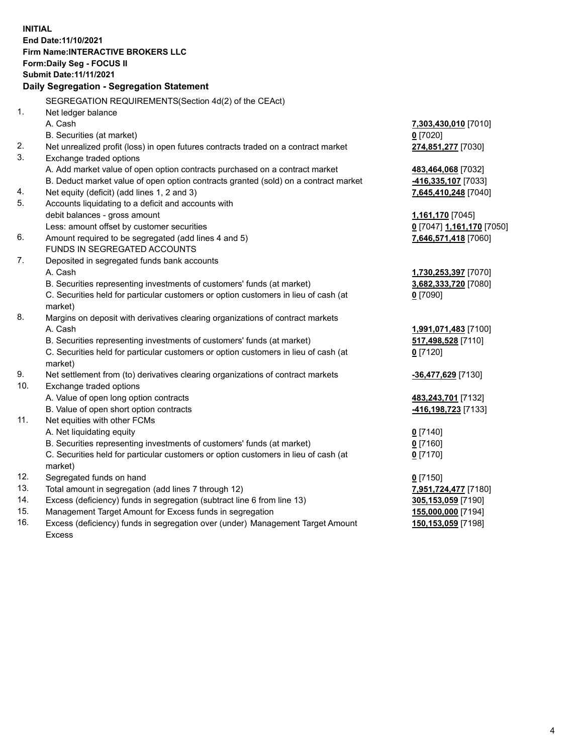**INITIAL**
**End Date:11/10/2021**
**Firm Name:INTERACTIVE BROKERS LLC**
**Form:Daily Seg - FOCUS II**
**Submit Date:11/11/2021**

**Daily Segregation - Segregation Statement**

SEGREGATION REQUIREMENTS(Section 4d(2) of the CEAct)

| | | |
|---|---|---|
| 1. | Net ledger balance | |
| | A. Cash | **7,303,430,010** [7010] |
| | B. Securities (at market) | **0** [7020] |
| 2. | Net unrealized profit (loss) in open futures contracts traded on a contract market | **274,851,277** [7030] |
| 3. | Exchange traded options | |
| | A. Add market value of open option contracts purchased on a contract market | **483,464,068** [7032] |
| | B. Deduct market value of open option contracts granted (sold) on a contract market | **-416,335,107** [7033] |
| 4. | Net equity (deficit) (add lines 1, 2 and 3) | **7,645,410,248** [7040] |
| 5. | Accounts liquidating to a deficit and accounts with | |
| | debit balances - gross amount | **1,161,170** [7045] |
| | Less: amount offset by customer securities | **0** [7047] **1,161,170** [7050] |
| 6. | Amount required to be segregated (add lines 4 and 5) | **7,646,571,418** [7060] |
| | FUNDS IN SEGREGATED ACCOUNTS | |
| 7. | Deposited in segregated funds bank accounts | |
| | A. Cash | **1,730,253,397** [7070] |
| | B. Securities representing investments of customers' funds (at market) | **3,682,333,720** [7080] |
| | C. Securities held for particular customers or option customers in lieu of cash (at market) | **0** [7090] |
| 8. | Margins on deposit with derivatives clearing organizations of contract markets | |
| | A. Cash | **1,991,071,483** [7100] |
| | B. Securities representing investments of customers' funds (at market) | **517,498,528** [7110] |
| | C. Securities held for particular customers or option customers in lieu of cash (at market) | **0** [7120] |
| 9. | Net settlement from (to) derivatives clearing organizations of contract markets | **-36,477,629** [7130] |
| 10. | Exchange traded options | |
| | A. Value of open long option contracts | **483,243,701** [7132] |
| | B. Value of open short option contracts | **-416,198,723** [7133] |
| 11. | Net equities with other FCMs | |
| | A. Net liquidating equity | **0** [7140] |
| | B. Securities representing investments of customers' funds (at market) | **0** [7160] |
| | C. Securities held for particular customers or option customers in lieu of cash (at market) | **0** [7170] |
| 12. | Segregated funds on hand | **0** [7150] |
| 13. | Total amount in segregation (add lines 7 through 12) | **7,951,724,477** [7180] |
| 14. | Excess (deficiency) funds in segregation (subtract line 6 from line 13) | **305,153,059** [7190] |
| 15. | Management Target Amount for Excess funds in segregation | **155,000,000** [7194] |
| 16. | Excess (deficiency) funds in segregation over (under) Management Target Amount Excess | **150,153,059** [7198] |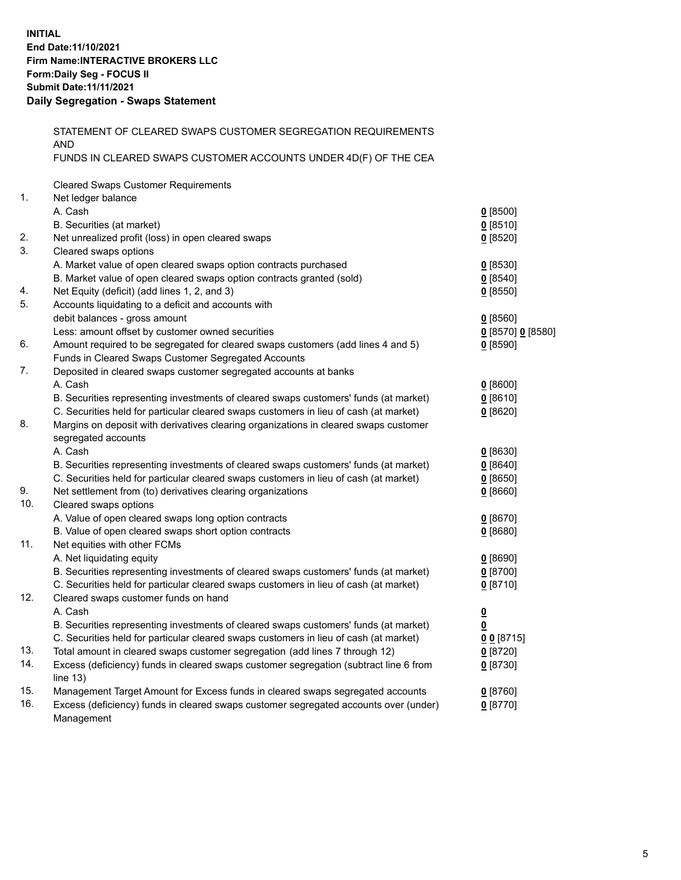**INITIAL**
**End Date:11/10/2021**
**Firm Name:INTERACTIVE BROKERS LLC**
**Form:Daily Seg - FOCUS II**
**Submit Date:11/11/2021**
**Daily Segregation - Swaps Statement**

STATEMENT OF CLEARED SWAPS CUSTOMER SEGREGATION REQUIREMENTS AND
FUNDS IN CLEARED SWAPS CUSTOMER ACCOUNTS UNDER 4D(F) OF THE CEA

| | | |
|---|---|---|
| | Cleared Swaps Customer Requirements | |
| 1. | Net ledger balance | |
| | A. Cash | 0 [8500] |
| | B. Securities (at market) | 0 [8510] |
| 2. | Net unrealized profit (loss) in open cleared swaps | 0 [8520] |
| 3. | Cleared swaps options | |
| | A. Market value of open cleared swaps option contracts purchased | 0 [8530] |
| | B. Market value of open cleared swaps option contracts granted (sold) | 0 [8540] |
| 4. | Net Equity (deficit) (add lines 1, 2, and 3) | 0 [8550] |
| 5. | Accounts liquidating to a deficit and accounts with | |
| | debit balances - gross amount | 0 [8560] |
| | Less: amount offset by customer owned securities | 0 [8570] 0 [8580] |
| 6. | Amount required to be segregated for cleared swaps customers (add lines 4 and 5) | 0 [8590] |
| | Funds in Cleared Swaps Customer Segregated Accounts | |
| 7. | Deposited in cleared swaps customer segregated accounts at banks | |
| | A. Cash | 0 [8600] |
| | B. Securities representing investments of cleared swaps customers' funds (at market) | 0 [8610] |
| | C. Securities held for particular cleared swaps customers in lieu of cash (at market) | 0 [8620] |
| 8. | Margins on deposit with derivatives clearing organizations in cleared swaps customer segregated accounts | |
| | A. Cash | 0 [8630] |
| | B. Securities representing investments of cleared swaps customers' funds (at market) | 0 [8640] |
| | C. Securities held for particular cleared swaps customers in lieu of cash (at market) | 0 [8650] |
| 9. | Net settlement from (to) derivatives clearing organizations | 0 [8660] |
| 10. | Cleared swaps options | |
| | A. Value of open cleared swaps long option contracts | 0 [8670] |
| | B. Value of open cleared swaps short option contracts | 0 [8680] |
| 11. | Net equities with other FCMs | |
| | A. Net liquidating equity | 0 [8690] |
| | B. Securities representing investments of cleared swaps customers' funds (at market) | 0 [8700] |
| | C. Securities held for particular cleared swaps customers in lieu of cash (at market) | 0 [8710] |
| 12. | Cleared swaps customer funds on hand | |
| | A. Cash | 0 |
| | B. Securities representing investments of cleared swaps customers' funds (at market) | 0 |
| | C. Securities held for particular cleared swaps customers in lieu of cash (at market) | 0 0 [8715] |
| 13. | Total amount in cleared swaps customer segregation (add lines 7 through 12) | 0 [8720] |
| 14. | Excess (deficiency) funds in cleared swaps customer segregation (subtract line 6 from line 13) | 0 [8730] |
| 15. | Management Target Amount for Excess funds in cleared swaps segregated accounts | 0 [8760] |
| 16. | Excess (deficiency) funds in cleared swaps customer segregated accounts over (under) Management | 0 [8770] |